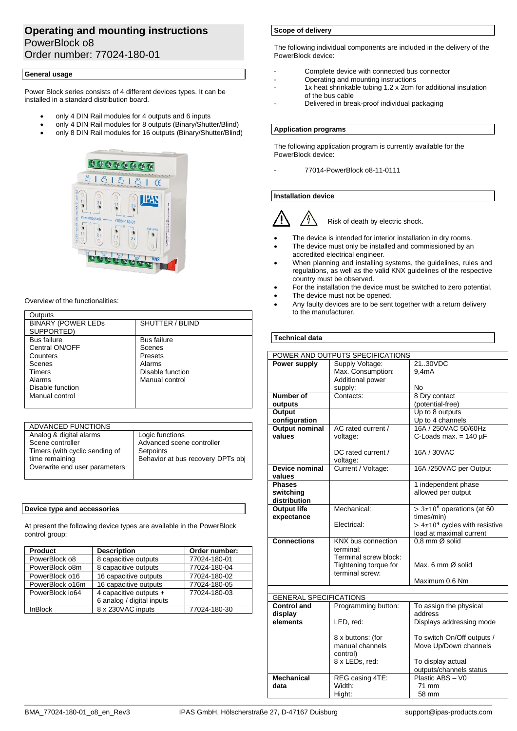# Operating and mounting instructions

PowerBlock o8

Order number: 77024-180-01

## General usage

Power Block series consists of 4 different devices types. It can be installed in a standard distribution board.

- only 4 DIN Rail modules for 4 outputs and 6 inputs
- only 4 DIN Rail modules for 8 outputs (Binary/Shutter/Blind)
- only 8 DIN Rail modules for 16 outputs (Binary/Shutter/Blind)

Overview of the functionalities:

| Outputs | |
|---|---|
| BINARY (POWER LEDs SUPPORTED) | SHUTTER / BLIND |
| Bus failure<br>Central ON/OFF<br>Counters<br>Scenes<br>Timers<br>Alarms<br>Disable function<br>Manual control | Bus failure<br>Scenes<br>Presets<br>Alarms<br>Disable function<br>Manual control |

| ADVANCED FUNCTIONS | |
|---|---|
| Analog & digital alarms<br>Scene controller<br>Timers (with cyclic sending of time remaining<br>Overwrite end user parameters | Logic functions<br>Advanced scene controller<br>Setpoints<br>Behavior at bus recovery DPTs obj |

## Device type and accessories

At present the following device types are available in the PowerBlock control group:

| Product | Description | Order number: |
|---|---|---|
| PowerBlock o8 | 8 capacitive outputs | 77024-180-01 |
| PowerBlock o8m | 8 capacitive outputs | 77024-180-04 |
| PowerBlock o16 | 16 capacitive outputs | 77024-180-02 |
| PowerBlock o16m | 16 capacitive outputs | 77024-180-05 |
| PowerBlock io64 | 4 capacitive outputs + 6 analog / digital inputs | 77024-180-03 |
| InBlock | 8 x 230VAC inputs | 77024-180-30 |

## Scope of delivery

The following individual components are included in the delivery of the PowerBlock device:

- Complete device with connected bus connector
- Operating and mounting instructions
- 1x heat shrinkable tubing 1.2 x 2cm for additional insulation of the bus cable
- Delivered in break-proof individual packaging

## Application programs

The following application program is currently available for the PowerBlock device:

- 77014-PowerBlock o8-11-0111

## Installation device

Risk of death by electric shock.

- The device is intended for interior installation in dry rooms.
- The device must only be installed and commissioned by an accredited electrical engineer.
- When planning and installing systems, the guidelines, rules and regulations, as well as the valid KNX guidelines of the respective country must be observed.
- For the installation the device must be switched to zero potential.
- The device must not be opened.
- Any faulty devices are to be sent together with a return delivery to the manufacturer.

## Technical data

| POWER AND OUTPUTS SPECIFICATIONS | | |
|---|---|---|
| **Power supply** | Supply Voltage:<br>Max. Consumption:<br>Additional power supply: | 21..30VDC<br>9,4mA<br>No |
| **Number of outputs** | Contacts: | 8 Dry contact (potential-free) |
| **Output configuration** | | Up to 8 outputs<br>Up to 4 channels |
| **Output nominal values** | AC rated current / voltage:<br>DC rated current / voltage: | 16A / 250VAC 50/60Hz<br>C-Loads max. = 140 µF<br>16A / 30VAC |
| **Device nominal values** | Current / Voltage: | 16A /250VAC per Output |
| **Phases switching distribution** | | 1 independent phase allowed per output |
| **Output life expectance** | Mechanical:<br>Electrical: | $> 3x10^6$ operations (at 60 times/min)<br>$> 4x10^4$ cycles with resistive load at maximal current |
| **Connections** | KNX bus connection terminal:<br>Terminal screw block:<br>Tightening torque for terminal screw: | 0,8 mm Ø solid<br>Max. 6 mm Ø solid<br>Maximum 0.6 Nm |

| GENERAL SPECIFICATIONS | | |
|---|---|---|
| **Control and display elements** | Programming button:<br>LED, red:<br>8 x buttons: (for manual channels control)<br>8 x LEDs, red: | To assign the physical address<br>Displays addressing mode<br>To switch On/Off outputs / Move Up/Down channels<br>To display actual outputs/channels status |
| **Mechanical data** | REG casing 4TE:<br>Width:<br>Hight: | Plastic ABS – V0<br>71 mm<br>58 mm |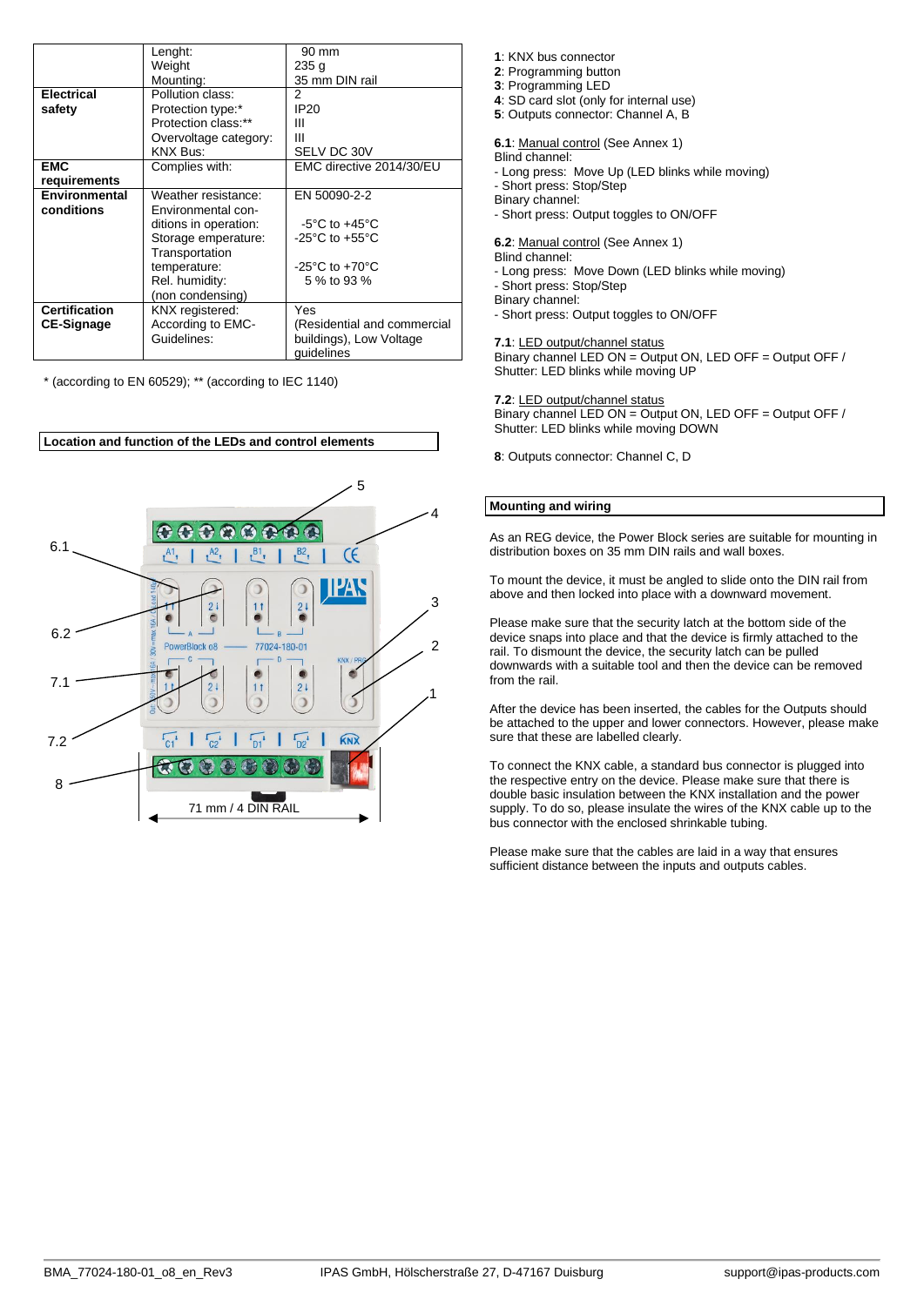|  | Lenght: | 90 mm |
|---|---|---|
|  | Weight | 235 g |
|  | Mounting: | 35 mm DIN rail |
| **Electrical safety** | Pollution class: | 2 |
|  | Protection type:* | IP20 |
|  | Protection class:** | III |
|  | Overvoltage category: | III |
|  | KNX Bus: | SELV DC 30V |
| **EMC requirements** | Complies with: | EMC directive 2014/30/EU |
| **Environmental conditions** | Weather resistance: | EN 50090-2-2 |
|  | Environmental conditions in operation: | -5°C to +45°C |
|  | Storage emperature: | -25°C to +55°C |
|  | Transportation temperature: | -25°C to +70°C |
|  | Rel. humidity: (non condensing) | 5 % to 93 % |
| **Certification CE-Signage** | KNX registered: | Yes |
|  | According to EMC-Guidelines: | (Residential and commercial buildings), Low Voltage guidelines |

* (according to EN 60529); ** (according to IEC 1140)

**Location and function of the LEDs and control elements**

71 mm / 4 DIN RAIL

**1**: KNX bus connector
**2**: Programming button
**3**: Programming LED
**4**: SD card slot (only for internal use)
**5**: Outputs connector: Channel A, B

**6.1**: Manual control (See Annex 1)
Blind channel:
- Long press: Move Up (LED blinks while moving)
- Short press: Stop/Step
Binary channel:
- Short press: Output toggles to ON/OFF

**6.2**: Manual control (See Annex 1)
Blind channel:
- Long press: Move Down (LED blinks while moving)
- Short press: Stop/Step
Binary channel:
- Short press: Output toggles to ON/OFF

**7.1**: LED output/channel status
Binary channel LED ON = Output ON, LED OFF = Output OFF /
Shutter: LED blinks while moving UP

**7.2**: LED output/channel status
Binary channel LED ON = Output ON, LED OFF = Output OFF /
Shutter: LED blinks while moving DOWN

**8**: Outputs connector: Channel C, D

**Mounting and wiring**

As an REG device, the Power Block series are suitable for mounting in distribution boxes on 35 mm DIN rails and wall boxes.

To mount the device, it must be angled to slide onto the DIN rail from above and then locked into place with a downward movement.

Please make sure that the security latch at the bottom side of the device snaps into place and that the device is firmly attached to the rail. To dismount the device, the security latch can be pulled downwards with a suitable tool and then the device can be removed from the rail.

After the device has been inserted, the cables for the Outputs should be attached to the upper and lower connectors. However, please make sure that these are labelled clearly.

To connect the KNX cable, a standard bus connector is plugged into the respective entry on the device. Please make sure that there is double basic insulation between the KNX installation and the power supply. To do so, please insulate the wires of the KNX cable up to the bus connector with the enclosed shrinkable tubing.

Please make sure that the cables are laid in a way that ensures sufficient distance between the inputs and outputs cables.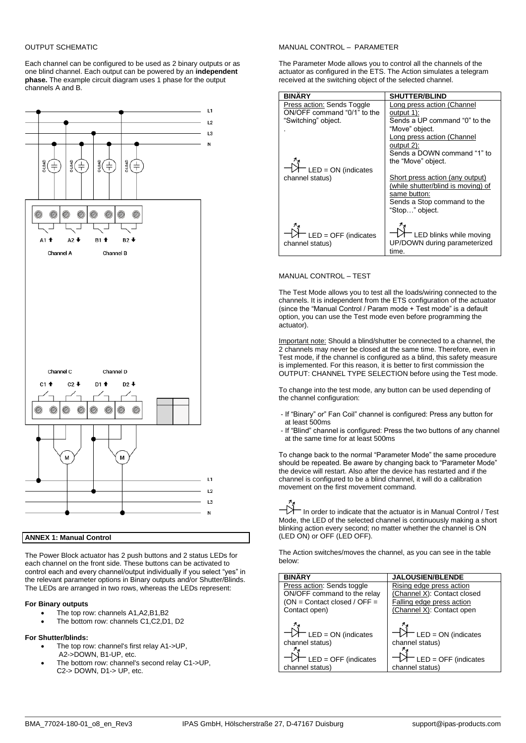OUTPUT SCHEMATIC

Each channel can be configured to be used as 2 binary outputs or as one blind channel. Each output can be powered by an **independent phase.** The example circuit diagram uses 1 phase for the output channels A and B.

L1
L2
L3
N

A1 ⬆ A2 ⬇ B1 ⬆ B2 ⬇

Channel A Channel B

Channel C Channel D

C1 ⬆ C2 ⬇ D1 ⬆ D2 ⬇

M M

L1
L2
L3
N

**ANNEX 1: Manual Control**

The Power Block actuator has 2 push buttons and 2 status LEDs for each channel on the front side. These buttons can be activated to control each and every channel/output individually if you select "yes" in the relevant parameter options in Binary outputs and/or Shutter/Blinds. The LEDs are arranged in two rows, whereas the LEDs represent:

**For Binary outputs**

- The top row: channels A1,A2,B1,B2
- The bottom row: channels C1,C2,D1, D2

**For Shutter/blinds:**

- The top row: channel's first relay A1->UP, A2->DOWN, B1-UP, etc.
- The bottom row: channel's second relay C1->UP, C2-> DOWN, D1-> UP, etc.

MANUAL CONTROL – PARAMETER

The Parameter Mode allows you to control all the channels of the actuator as configured in the ETS. The Action simulates a telegram received at the switching object of the selected channel.

| BINÄRY | SHUTTER/BLIND |
|---|---|
| Press action: Sends Toggle ON/OFF command "0/1" to the "Switching" object. . <br><br> LED = ON (indicates channel status) | Long press action (Channel output 1): Sends a UP command "0" to the "Move" object. <br> Long press action (Channel output 2): Sends a DOWN command "1" to the "Move" object. <br><br> Short press action (any output) (while shutter/blind is moving) of same button: Sends a Stop command to the "Stop…" object. |
| LED = OFF (indicates channel status) | LED blinks while moving UP/DOWN during parameterized time. |

MANUAL CONTROL – TEST

The Test Mode allows you to test all the loads/wiring connected to the channels. It is independent from the ETS configuration of the actuator (since the "Manual Control / Param mode + Test mode" is a default option, you can use the Test mode even before programming the actuator).

Important note: Should a blind/shutter be connected to a channel, the 2 channels may never be closed at the same time. Therefore, even in Test mode, if the channel is configured as a blind, this safety measure is implemented. For this reason, it is better to first commission the OUTPUT: CHANNEL TYPE SELECTION before using the Test mode.

To change into the test mode, any button can be used depending of the channel configuration:

- If "Binary" or" Fan Coil" channel is configured: Press any button for at least 500ms
- If "Blind" channel is configured: Press the two buttons of any channel at the same time for at least 500ms

To change back to the normal "Parameter Mode" the same procedure should be repeated. Be aware by changing back to "Parameter Mode" the device will restart. Also after the device has restarted and if the channel is configured to be a blind channel, it will do a calibration movement on the first movement command.

In order to indicate that the actuator is in Manual Control / Test Mode, the LED of the selected channel is continuously making a short blinking action every second; no matter whether the channel is ON (LED ON) or OFF (LED OFF).

The Action switches/moves the channel, as you can see in the table below:

| BINÄRY | JALOUSIEN/BLENDE |
|---|---|
| Press action: Sends toggle ON/OFF command to the relay (ON = Contact closed / OFF = Contact open) | Rising edge press action (Channel X): Contact closed <br> Falling edge press action (Channel X): Contact open |
| LED = ON (indicates channel status) | LED = ON (indicates channel status) |
| LED = OFF (indicates channel status) | LED = OFF (indicates channel status) |

BMA_77024-180-01_o8_en_Rev3 IPAS GmbH, Hölscherstraße 27, D-47167 Duisburg support@ipas-products.com